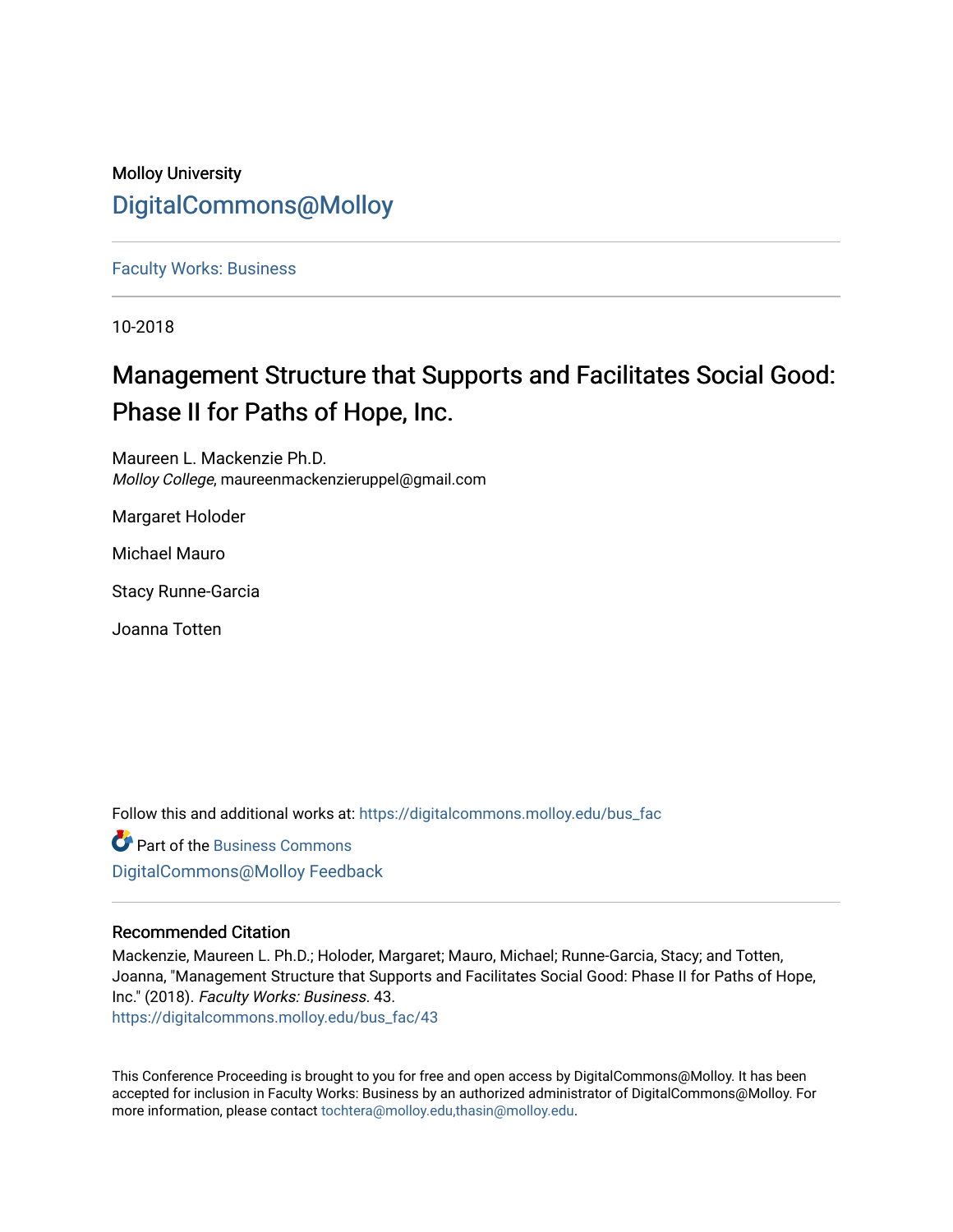Molloy University

## DigitalCommons@Molloy

Faculty Works: Business

10-2018

# Management Structure that Supports and Facilitates Social Good: Phase II for Paths of Hope, Inc.

Maureen L. Mackenzie Ph.D.
*Molloy College*, maureenmackenzieruppel@gmail.com

Margaret Holoder

Michael Mauro

Stacy Runne-Garcia

Joanna Totten

Follow this and additional works at: https://digitalcommons.molloy.edu/bus_fac

Part of the Business Commons

DigitalCommons@Molloy Feedback

### Recommended Citation

Mackenzie, Maureen L. Ph.D.; Holoder, Margaret; Mauro, Michael; Runne-Garcia, Stacy; and Totten, Joanna, "Management Structure that Supports and Facilitates Social Good: Phase II for Paths of Hope, Inc." (2018). *Faculty Works: Business*. 43.
https://digitalcommons.molloy.edu/bus_fac/43

This Conference Proceeding is brought to you for free and open access by DigitalCommons@Molloy. It has been accepted for inclusion in Faculty Works: Business by an authorized administrator of DigitalCommons@Molloy. For more information, please contact tochtera@molloy.edu,thasin@molloy.edu.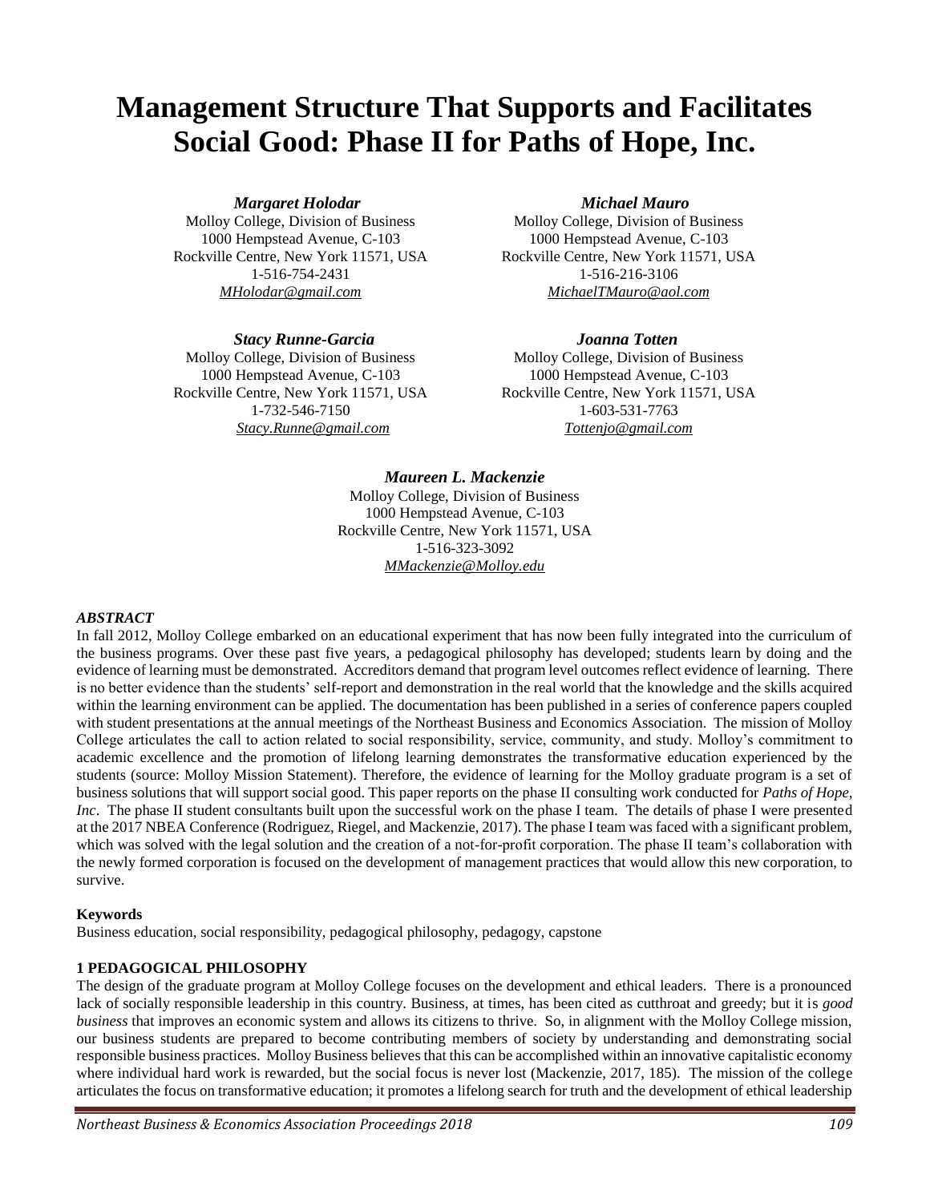# Management Structure That Supports and Facilitates Social Good: Phase II for Paths of Hope, Inc.

***Margaret Holodar***
Molloy College, Division of Business
1000 Hempstead Avenue, C-103
Rockville Centre, New York 11571, USA
1-516-754-2431
*MHolodar@gmail.com*

***Michael Mauro***
Molloy College, Division of Business
1000 Hempstead Avenue, C-103
Rockville Centre, New York 11571, USA
1-516-216-3106
*MichaelTMauro@aol.com*

***Stacy Runne-Garcia***
Molloy College, Division of Business
1000 Hempstead Avenue, C-103
Rockville Centre, New York 11571, USA
1-732-546-7150
*Stacy.Runne@gmail.com*

***Joanna Totten***
Molloy College, Division of Business
1000 Hempstead Avenue, C-103
Rockville Centre, New York 11571, USA
1-603-531-7763
*Tottenjo@gmail.com*

***Maureen L. Mackenzie***
Molloy College, Division of Business
1000 Hempstead Avenue, C-103
Rockville Centre, New York 11571, USA
1-516-323-3092
*MMackenzie@Molloy.edu*

### *ABSTRACT*

In fall 2012, Molloy College embarked on an educational experiment that has now been fully integrated into the curriculum of the business programs. Over these past five years, a pedagogical philosophy has developed; students learn by doing and the evidence of learning must be demonstrated. Accreditors demand that program level outcomes reflect evidence of learning. There is no better evidence than the students' self-report and demonstration in the real world that the knowledge and the skills acquired within the learning environment can be applied. The documentation has been published in a series of conference papers coupled with student presentations at the annual meetings of the Northeast Business and Economics Association. The mission of Molloy College articulates the call to action related to social responsibility, service, community, and study. Molloy's commitment to academic excellence and the promotion of lifelong learning demonstrates the transformative education experienced by the students (source: Molloy Mission Statement). Therefore, the evidence of learning for the Molloy graduate program is a set of business solutions that will support social good. This paper reports on the phase II consulting work conducted for *Paths of Hope, Inc*. The phase II student consultants built upon the successful work on the phase I team. The details of phase I were presented at the 2017 NBEA Conference (Rodriguez, Riegel, and Mackenzie, 2017). The phase I team was faced with a significant problem, which was solved with the legal solution and the creation of a not-for-profit corporation. The phase II team's collaboration with the newly formed corporation is focused on the development of management practices that would allow this new corporation, to survive.

### Keywords

Business education, social responsibility, pedagogical philosophy, pedagogy, capstone

## 1 PEDAGOGICAL PHILOSOPHY

The design of the graduate program at Molloy College focuses on the development and ethical leaders. There is a pronounced lack of socially responsible leadership in this country. Business, at times, has been cited as cutthroat and greedy; but it is *good business* that improves an economic system and allows its citizens to thrive. So, in alignment with the Molloy College mission, our business students are prepared to become contributing members of society by understanding and demonstrating social responsible business practices. Molloy Business believes that this can be accomplished within an innovative capitalistic economy where individual hard work is rewarded, but the social focus is never lost (Mackenzie, 2017, 185). The mission of the college articulates the focus on transformative education; it promotes a lifelong search for truth and the development of ethical leadership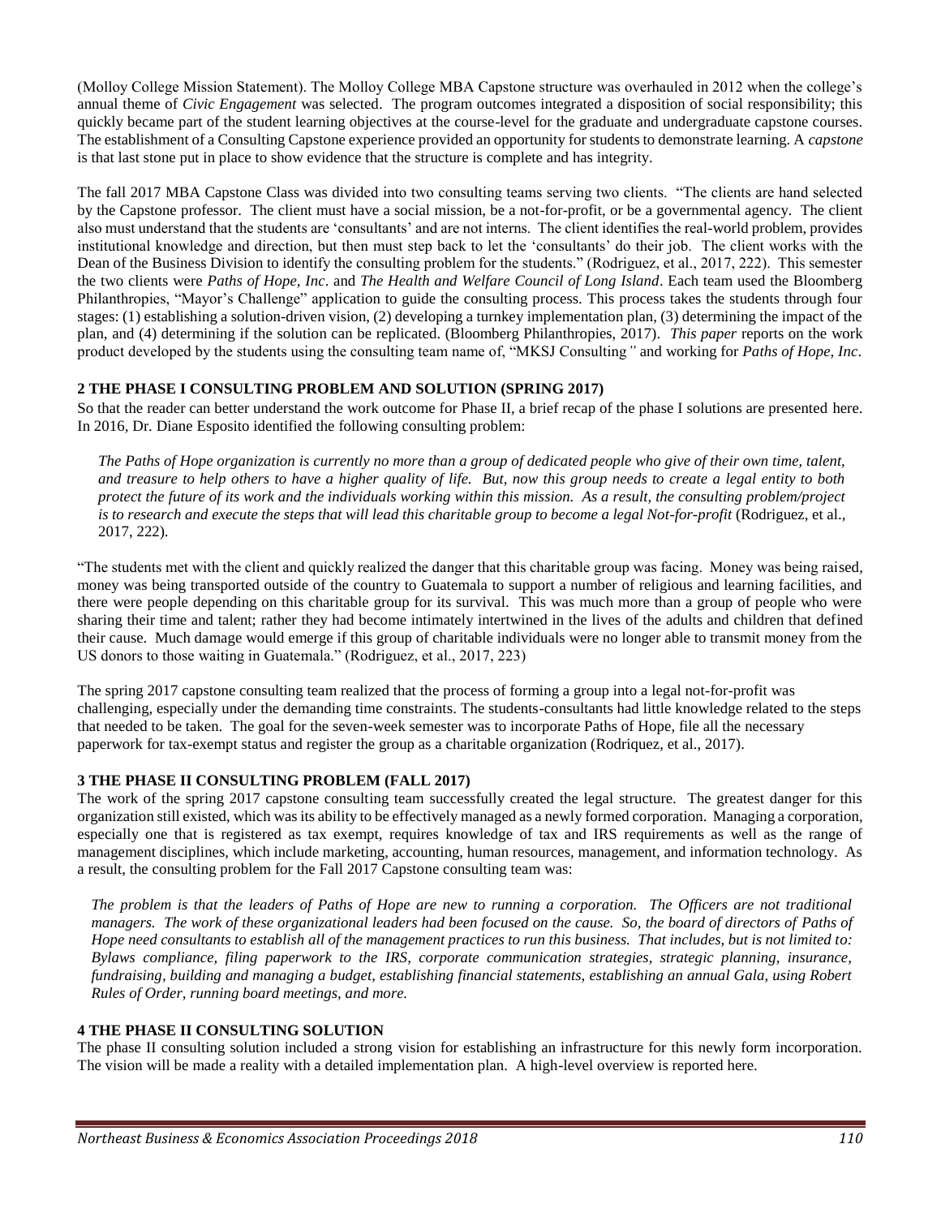(Molloy College Mission Statement). The Molloy College MBA Capstone structure was overhauled in 2012 when the college's annual theme of *Civic Engagement* was selected. The program outcomes integrated a disposition of social responsibility; this quickly became part of the student learning objectives at the course-level for the graduate and undergraduate capstone courses. The establishment of a Consulting Capstone experience provided an opportunity for students to demonstrate learning. A *capstone* is that last stone put in place to show evidence that the structure is complete and has integrity.

The fall 2017 MBA Capstone Class was divided into two consulting teams serving two clients. "The clients are hand selected by the Capstone professor. The client must have a social mission, be a not-for-profit, or be a governmental agency. The client also must understand that the students are 'consultants' and are not interns. The client identifies the real-world problem, provides institutional knowledge and direction, but then must step back to let the 'consultants' do their job. The client works with the Dean of the Business Division to identify the consulting problem for the students." (Rodriguez, et al., 2017, 222). This semester the two clients were *Paths of Hope, Inc*. and *The Health and Welfare Council of Long Island*. Each team used the Bloomberg Philanthropies, "Mayor's Challenge" application to guide the consulting process. This process takes the students through four stages: (1) establishing a solution-driven vision, (2) developing a turnkey implementation plan, (3) determining the impact of the plan, and (4) determining if the solution can be replicated. (Bloomberg Philanthropies, 2017). *This paper* reports on the work product developed by the students using the consulting team name of, "MKSJ Consulting*"* and working for *Paths of Hope, Inc*.

## 2 THE PHASE I CONSULTING PROBLEM AND SOLUTION (SPRING 2017)

So that the reader can better understand the work outcome for Phase II, a brief recap of the phase I solutions are presented here. In 2016, Dr. Diane Esposito identified the following consulting problem:

> *The Paths of Hope organization is currently no more than a group of dedicated people who give of their own time, talent, and treasure to help others to have a higher quality of life. But, now this group needs to create a legal entity to both protect the future of its work and the individuals working within this mission. As a result, the consulting problem/project is to research and execute the steps that will lead this charitable group to become a legal Not-for-profit* (Rodriguez, et al., 2017, 222).

"The students met with the client and quickly realized the danger that this charitable group was facing. Money was being raised, money was being transported outside of the country to Guatemala to support a number of religious and learning facilities, and there were people depending on this charitable group for its survival. This was much more than a group of people who were sharing their time and talent; rather they had become intimately intertwined in the lives of the adults and children that defined their cause. Much damage would emerge if this group of charitable individuals were no longer able to transmit money from the US donors to those waiting in Guatemala." (Rodriguez, et al., 2017, 223)

The spring 2017 capstone consulting team realized that the process of forming a group into a legal not-for-profit was challenging, especially under the demanding time constraints. The students-consultants had little knowledge related to the steps that needed to be taken. The goal for the seven-week semester was to incorporate Paths of Hope, file all the necessary paperwork for tax-exempt status and register the group as a charitable organization (Rodriquez, et al., 2017).

## 3 THE PHASE II CONSULTING PROBLEM (FALL 2017)

The work of the spring 2017 capstone consulting team successfully created the legal structure. The greatest danger for this organization still existed, which was its ability to be effectively managed as a newly formed corporation. Managing a corporation, especially one that is registered as tax exempt, requires knowledge of tax and IRS requirements as well as the range of management disciplines, which include marketing, accounting, human resources, management, and information technology. As a result, the consulting problem for the Fall 2017 Capstone consulting team was:

> *The problem is that the leaders of Paths of Hope are new to running a corporation. The Officers are not traditional managers. The work of these organizational leaders had been focused on the cause. So, the board of directors of Paths of Hope need consultants to establish all of the management practices to run this business. That includes, but is not limited to: Bylaws compliance, filing paperwork to the IRS, corporate communication strategies, strategic planning, insurance, fundraising, building and managing a budget, establishing financial statements, establishing an annual Gala, using Robert Rules of Order, running board meetings, and more.*

## 4 THE PHASE II CONSULTING SOLUTION

The phase II consulting solution included a strong vision for establishing an infrastructure for this newly form incorporation. The vision will be made a reality with a detailed implementation plan. A high-level overview is reported here.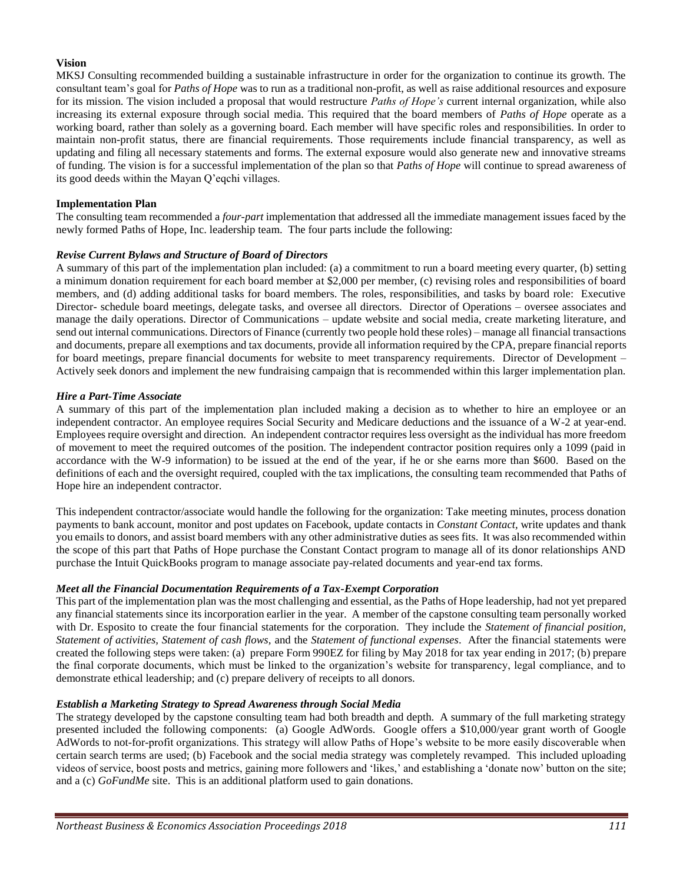**Vision**

MKSJ Consulting recommended building a sustainable infrastructure in order for the organization to continue its growth. The consultant team's goal for *Paths of Hope* was to run as a traditional non-profit, as well as raise additional resources and exposure for its mission. The vision included a proposal that would restructure *Paths of Hope's* current internal organization, while also increasing its external exposure through social media. This required that the board members of *Paths of Hope* operate as a working board, rather than solely as a governing board. Each member will have specific roles and responsibilities. In order to maintain non-profit status, there are financial requirements. Those requirements include financial transparency, as well as updating and filing all necessary statements and forms. The external exposure would also generate new and innovative streams of funding. The vision is for a successful implementation of the plan so that *Paths of Hope* will continue to spread awareness of its good deeds within the Mayan Q'eqchi villages.

**Implementation Plan**

The consulting team recommended a *four-part* implementation that addressed all the immediate management issues faced by the newly formed Paths of Hope, Inc. leadership team. The four parts include the following:

***Revise Current Bylaws and Structure of Board of Directors***

A summary of this part of the implementation plan included: (a) a commitment to run a board meeting every quarter, (b) setting a minimum donation requirement for each board member at $2,000 per member, (c) revising roles and responsibilities of board members, and (d) adding additional tasks for board members. The roles, responsibilities, and tasks by board role: Executive Director- schedule board meetings, delegate tasks, and oversee all directors. Director of Operations – oversee associates and manage the daily operations. Director of Communications – update website and social media, create marketing literature, and send out internal communications. Directors of Finance (currently two people hold these roles) – manage all financial transactions and documents, prepare all exemptions and tax documents, provide all information required by the CPA, prepare financial reports for board meetings, prepare financial documents for website to meet transparency requirements. Director of Development – Actively seek donors and implement the new fundraising campaign that is recommended within this larger implementation plan.

***Hire a Part-Time Associate***

A summary of this part of the implementation plan included making a decision as to whether to hire an employee or an independent contractor. An employee requires Social Security and Medicare deductions and the issuance of a W-2 at year-end. Employees require oversight and direction. An independent contractor requires less oversight as the individual has more freedom of movement to meet the required outcomes of the position. The independent contractor position requires only a 1099 (paid in accordance with the W-9 information) to be issued at the end of the year, if he or she earns more than $600. Based on the definitions of each and the oversight required, coupled with the tax implications, the consulting team recommended that Paths of Hope hire an independent contractor.

This independent contractor/associate would handle the following for the organization: Take meeting minutes, process donation payments to bank account, monitor and post updates on Facebook, update contacts in *Constant Contact,* write updates and thank you emails to donors, and assist board members with any other administrative duties as sees fits. It was also recommended within the scope of this part that Paths of Hope purchase the Constant Contact program to manage all of its donor relationships AND purchase the Intuit QuickBooks program to manage associate pay-related documents and year-end tax forms.

***Meet all the Financial Documentation Requirements of a Tax-Exempt Corporation***

This part of the implementation plan was the most challenging and essential, as the Paths of Hope leadership, had not yet prepared any financial statements since its incorporation earlier in the year. A member of the capstone consulting team personally worked with Dr. Esposito to create the four financial statements for the corporation. They include the *Statement of financial position, Statement of activities, Statement of cash flows,* and the *Statement of functional expenses*. After the financial statements were created the following steps were taken: (a) prepare Form 990EZ for filing by May 2018 for tax year ending in 2017; (b) prepare the final corporate documents, which must be linked to the organization's website for transparency, legal compliance, and to demonstrate ethical leadership; and (c) prepare delivery of receipts to all donors.

***Establish a Marketing Strategy to Spread Awareness through Social Media***

The strategy developed by the capstone consulting team had both breadth and depth. A summary of the full marketing strategy presented included the following components: (a) Google AdWords. Google offers a $10,000/year grant worth of Google AdWords to not-for-profit organizations. This strategy will allow Paths of Hope's website to be more easily discoverable when certain search terms are used; (b) Facebook and the social media strategy was completely revamped. This included uploading videos of service, boost posts and metrics, gaining more followers and 'likes,' and establishing a 'donate now' button on the site; and a (c) *GoFundMe* site. This is an additional platform used to gain donations.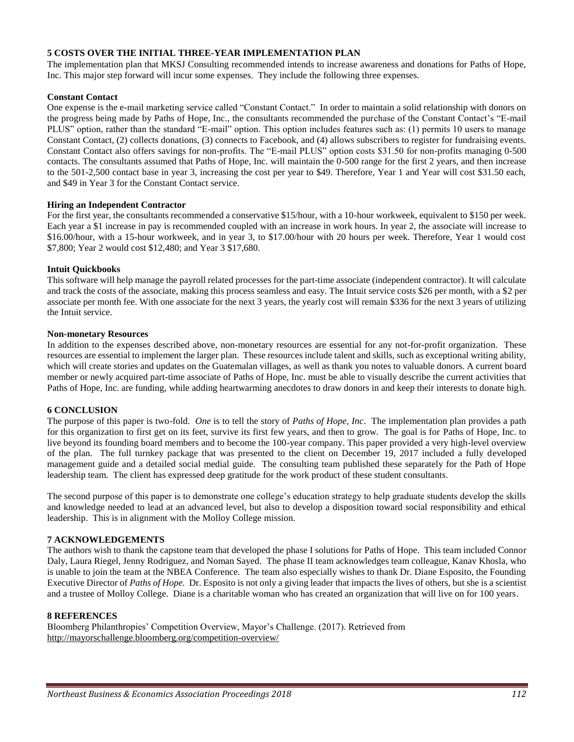## 5 COSTS OVER THE INITIAL THREE-YEAR IMPLEMENTATION PLAN

The implementation plan that MKSJ Consulting recommended intends to increase awareness and donations for Paths of Hope, Inc. This major step forward will incur some expenses. They include the following three expenses.

### Constant Contact

One expense is the e-mail marketing service called "Constant Contact." In order to maintain a solid relationship with donors on the progress being made by Paths of Hope, Inc., the consultants recommended the purchase of the Constant Contact's "E-mail PLUS" option, rather than the standard "E-mail" option. This option includes features such as: (1) permits 10 users to manage Constant Contact, (2) collects donations, (3) connects to Facebook, and (4) allows subscribers to register for fundraising events. Constant Contact also offers savings for non-profits. The "E-mail PLUS" option costs $31.50 for non-profits managing 0-500 contacts. The consultants assumed that Paths of Hope, Inc. will maintain the 0-500 range for the first 2 years, and then increase to the 501-2,500 contact base in year 3, increasing the cost per year to $49. Therefore, Year 1 and Year will cost $31.50 each, and $49 in Year 3 for the Constant Contact service.

### Hiring an Independent Contractor

For the first year, the consultants recommended a conservative $15/hour, with a 10-hour workweek, equivalent to $150 per week. Each year a $1 increase in pay is recommended coupled with an increase in work hours. In year 2, the associate will increase to $16.00/hour, with a 15-hour workweek, and in year 3, to $17.00/hour with 20 hours per week. Therefore, Year 1 would cost $7,800; Year 2 would cost $12,480; and Year 3 $17,680.

### Intuit Quickbooks

This software will help manage the payroll related processes for the part-time associate (independent contractor). It will calculate and track the costs of the associate, making this process seamless and easy. The Intuit service costs $26 per month, with a $2 per associate per month fee. With one associate for the next 3 years, the yearly cost will remain $336 for the next 3 years of utilizing the Intuit service.

### Non-monetary Resources

In addition to the expenses described above, non-monetary resources are essential for any not-for-profit organization. These resources are essential to implement the larger plan. These resources include talent and skills, such as exceptional writing ability, which will create stories and updates on the Guatemalan villages, as well as thank you notes to valuable donors. A current board member or newly acquired part-time associate of Paths of Hope, Inc. must be able to visually describe the current activities that Paths of Hope, Inc. are funding, while adding heartwarming anecdotes to draw donors in and keep their interests to donate high.

## 6 CONCLUSION

The purpose of this paper is two-fold. *One* is to tell the story of *Paths of Hope, Inc*. The implementation plan provides a path for this organization to first get on its feet, survive its first few years, and then to grow. The goal is for Paths of Hope, Inc. to live beyond its founding board members and to become the 100-year company. This paper provided a very high-level overview of the plan. The full turnkey package that was presented to the client on December 19, 2017 included a fully developed management guide and a detailed social medial guide. The consulting team published these separately for the Path of Hope leadership team. The client has expressed deep gratitude for the work product of these student consultants.

The second purpose of this paper is to demonstrate one college's education strategy to help graduate students develop the skills and knowledge needed to lead at an advanced level, but also to develop a disposition toward social responsibility and ethical leadership. This is in alignment with the Molloy College mission.

## 7 ACKNOWLEDGEMENTS

The authors wish to thank the capstone team that developed the phase I solutions for Paths of Hope. This team included Connor Daly, Laura Riegel, Jenny Rodriguez, and Noman Sayed. The phase II team acknowledges team colleague, Kanav Khosla, who is unable to join the team at the NBEA Conference. The team also especially wishes to thank Dr. Diane Esposito, the Founding Executive Director of *Paths of Hope.* Dr. Esposito is not only a giving leader that impacts the lives of others, but she is a scientist and a trustee of Molloy College. Diane is a charitable woman who has created an organization that will live on for 100 years.

## 8 REFERENCES

Bloomberg Philanthropies' Competition Overview, Mayor's Challenge. (2017). Retrieved from http://mayorschallenge.bloomberg.org/competition-overview/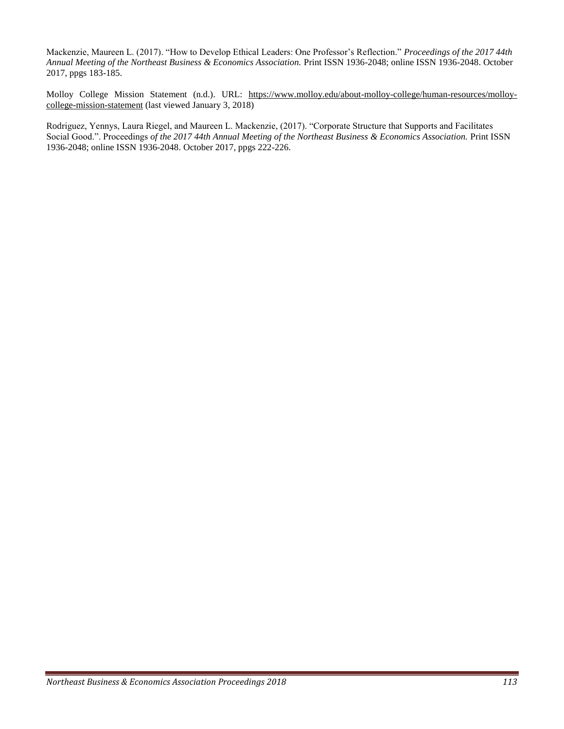Mackenzie, Maureen L. (2017). “How to Develop Ethical Leaders: One Professor’s Reflection.” *Proceedings of the 2017 44th Annual Meeting of the Northeast Business & Economics Association.* Print ISSN 1936-2048; online ISSN 1936-2048. October 2017, ppgs 183-185.

Molloy College Mission Statement (n.d.). URL: https://www.molloy.edu/about-molloy-college/human-resources/molloy-college-mission-statement (last viewed January 3, 2018)

Rodriguez, Yennys, Laura Riegel, and Maureen L. Mackenzie, (2017). “Corporate Structure that Supports and Facilitates Social Good.”. Proceedings *of the 2017 44th Annual Meeting of the Northeast Business & Economics Association.* Print ISSN 1936-2048; online ISSN 1936-2048. October 2017, ppgs 222-226.